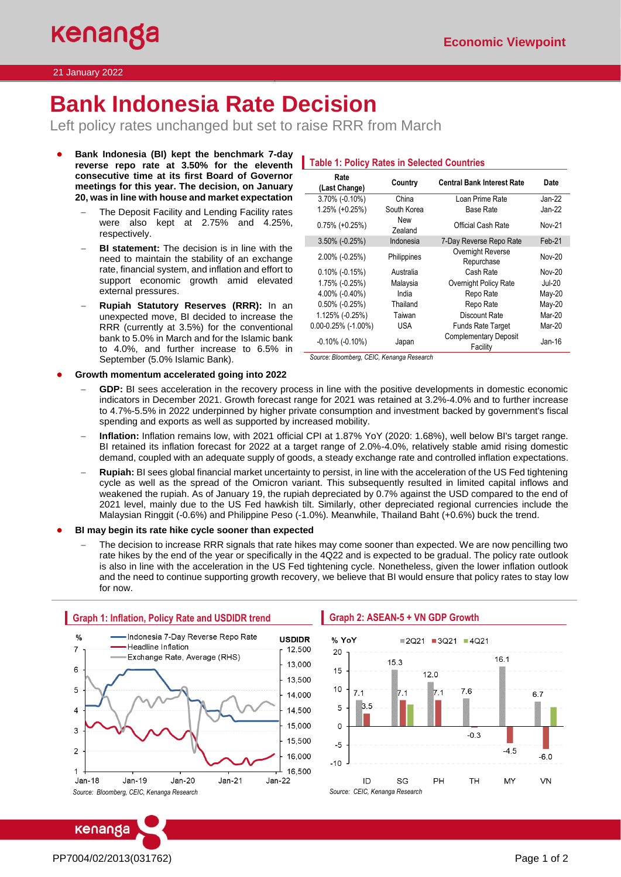Economic Viewpoint

21 January 2022

# Bank Indonesia Rate Decision

Left policy rates unchanged but set to raise RRR from March

- **Bank Indonesia (BI) kept the benchmark 7-day reverse repo rate at 3.50% for the eleventh consecutive time at its first Board of Governor meetings for this year. The decision, on January 20, was in line with house and market expectation**
  - The Deposit Facility and Lending Facility rates were also kept at 2.75% and 4.25%, respectively.
  - **BI statement:** The decision is in line with the need to maintain the stability of an exchange rate, financial system, and inflation and effort to support economic growth amid elevated external pressures.
  - **Rupiah Statutory Reserves (RRR):** In an unexpected move, BI decided to increase the RRR (currently at 3.5%) for the conventional bank to 5.0% in March and for the Islamic bank to 4.0%, and further increase to 6.5% in September (5.0% Islamic Bank).

**Table 1: Policy Rates in Selected Countries**

| Rate (Last Change) | Country | Central Bank Interest Rate | Date |
|---|---|---|---|
| 3.70% (-0.10%) | China | Loan Prime Rate | Jan-22 |
| 1.25% (+0.25%) | South Korea | Base Rate | Jan-22 |
| 0.75% (+0.25%) | New Zealand | Official Cash Rate | Nov-21 |
| 3.50% (-0.25%) | Indonesia | 7-Day Reverse Repo Rate | Feb-21 |
| 2.00% (-0.25%) | Philippines | Overnight Reverse Repurchase | Nov-20 |
| 0.10% (-0.15%) | Australia | Cash Rate | Nov-20 |
| 1.75% (-0.25%) | Malaysia | Overnight Policy Rate | Jul-20 |
| 4.00% (-0.40%) | India | Repo Rate | May-20 |
| 0.50% (-0.25%) | Thailand | Repo Rate | May-20 |
| 1.125% (-0.25%) | Taiwan | Discount Rate | Mar-20 |
| 0.00-0.25% (-1.00%) | USA | Funds Rate Target | Mar-20 |
| -0.10% (-0.10%) | Japan | Complementary Deposit Facility | Jan-16 |

*Source: Bloomberg, CEIC, Kenanga Research*

- **Growth momentum accelerated going into 2022**
  - **GDP:** BI sees acceleration in the recovery process in line with the positive developments in domestic economic indicators in December 2021. Growth forecast range for 2021 was retained at 3.2%-4.0% and to further increase to 4.7%-5.5% in 2022 underpinned by higher private consumption and investment backed by government's fiscal spending and exports as well as supported by increased mobility.
  - **Inflation:** Inflation remains low, with 2021 official CPI at 1.87% YoY (2020: 1.68%), well below BI's target range. BI retained its inflation forecast for 2022 at a target range of 2.0%-4.0%, relatively stable amid rising domestic demand, coupled with an adequate supply of goods, a steady exchange rate and controlled inflation expectations.
  - **Rupiah:** BI sees global financial market uncertainty to persist, in line with the acceleration of the US Fed tightening cycle as well as the spread of the Omicron variant. This subsequently resulted in limited capital inflows and weakened the rupiah. As of January 19, the rupiah depreciated by 0.7% against the USD compared to the end of 2021 level, mainly due to the US Fed hawkish tilt. Similarly, other depreciated regional currencies include the Malaysian Ringgit (-0.6%) and Philippine Peso (-1.0%). Meanwhile, Thailand Baht (+0.6%) buck the trend.

- **BI may begin its rate hike cycle sooner than expected**
  - The decision to increase RRR signals that rate hikes may come sooner than expected. We are now pencilling two rate hikes by the end of the year or specifically in the 4Q22 and is expected to be gradual. The policy rate outlook is also in line with the acceleration in the US Fed tightening cycle. Nonetheless, given the lower inflation outlook and the need to continue supporting growth recovery, we believe that BI would ensure that policy rates to stay low for now.

**Graph 1: Inflation, Policy Rate and USDIDR trend**

*Source: Bloomberg, CEIC, Kenanga Research*

**Graph 2: ASEAN-5 + VN GDP Growth**

*Source: CEIC, Kenanga Research*

PP7004/02/2013(031762)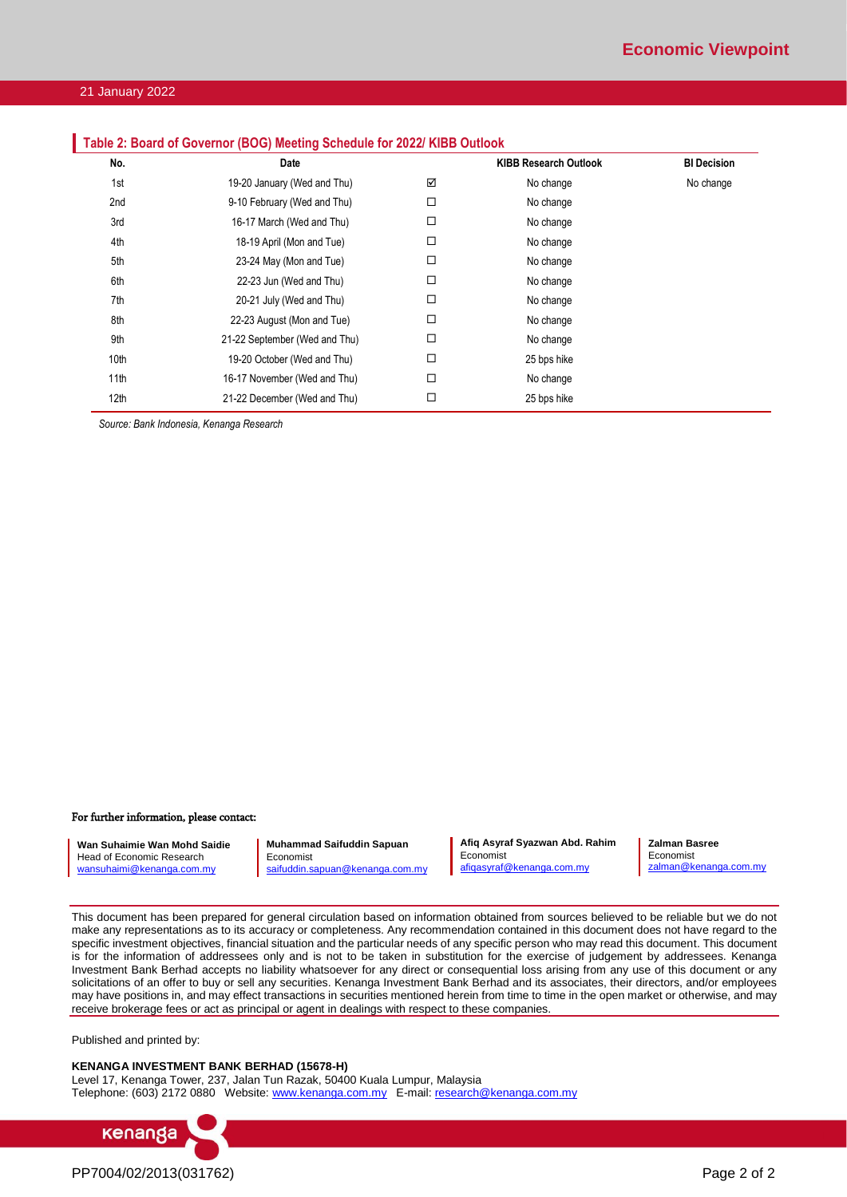### Table 2: Board of Governor (BOG) Meeting Schedule for 2022/ KIBB Outlook

| No. | Date | | KIBB Research Outlook | BI Decision |
|---|---|---|---|---|
| 1st | 19-20 January (Wed and Thu) | ☑ | No change | No change |
| 2nd | 9-10 February (Wed and Thu) | ☐ | No change | |
| 3rd | 16-17 March (Wed and Thu) | ☐ | No change | |
| 4th | 18-19 April (Mon and Tue) | ☐ | No change | |
| 5th | 23-24 May (Mon and Tue) | ☐ | No change | |
| 6th | 22-23 Jun (Wed and Thu) | ☐ | No change | |
| 7th | 20-21 July (Wed and Thu) | ☐ | No change | |
| 8th | 22-23 August (Mon and Tue) | ☐ | No change | |
| 9th | 21-22 September (Wed and Thu) | ☐ | No change | |
| 10th | 19-20 October (Wed and Thu) | ☐ | 25 bps hike | |
| 11th | 16-17 November (Wed and Thu) | ☐ | No change | |
| 12th | 21-22 December (Wed and Thu) | ☐ | 25 bps hike | |

*Source: Bank Indonesia, Kenanga Research*

For further information, please contact:

**Wan Suhaimie Wan Mohd Saidie**
Head of Economic Research
wansuhaimi@kenanga.com.my

**Muhammad Saifuddin Sapuan**
Economist
saifuddin.sapuan@kenanga.com.my

**Afiq Asyraf Syazwan Abd. Rahim**
Economist
afiqasyraf@kenanga.com.my

**Zalman Basree**
Economist
zalman@kenanga.com.my

This document has been prepared for general circulation based on information obtained from sources believed to be reliable but we do not make any representations as to its accuracy or completeness. Any recommendation contained in this document does not have regard to the specific investment objectives, financial situation and the particular needs of any specific person who may read this document. This document is for the information of addressees only and is not to be taken in substitution for the exercise of judgement by addressees. Kenanga Investment Bank Berhad accepts no liability whatsoever for any direct or consequential loss arising from any use of this document or any solicitations of an offer to buy or sell any securities. Kenanga Investment Bank Berhad and its associates, their directors, and/or employees may have positions in, and may effect transactions in securities mentioned herein from time to time in the open market or otherwise, and may receive brokerage fees or act as principal or agent in dealings with respect to these companies.

Published and printed by:

**KENANGA INVESTMENT BANK BERHAD (15678-H)**
Level 17, Kenanga Tower, 237, Jalan Tun Razak, 50400 Kuala Lumpur, Malaysia
Telephone: (603) 2172 0880 Website: www.kenanga.com.my E-mail: research@kenanga.com.my

PP7004/02/2013(031762)